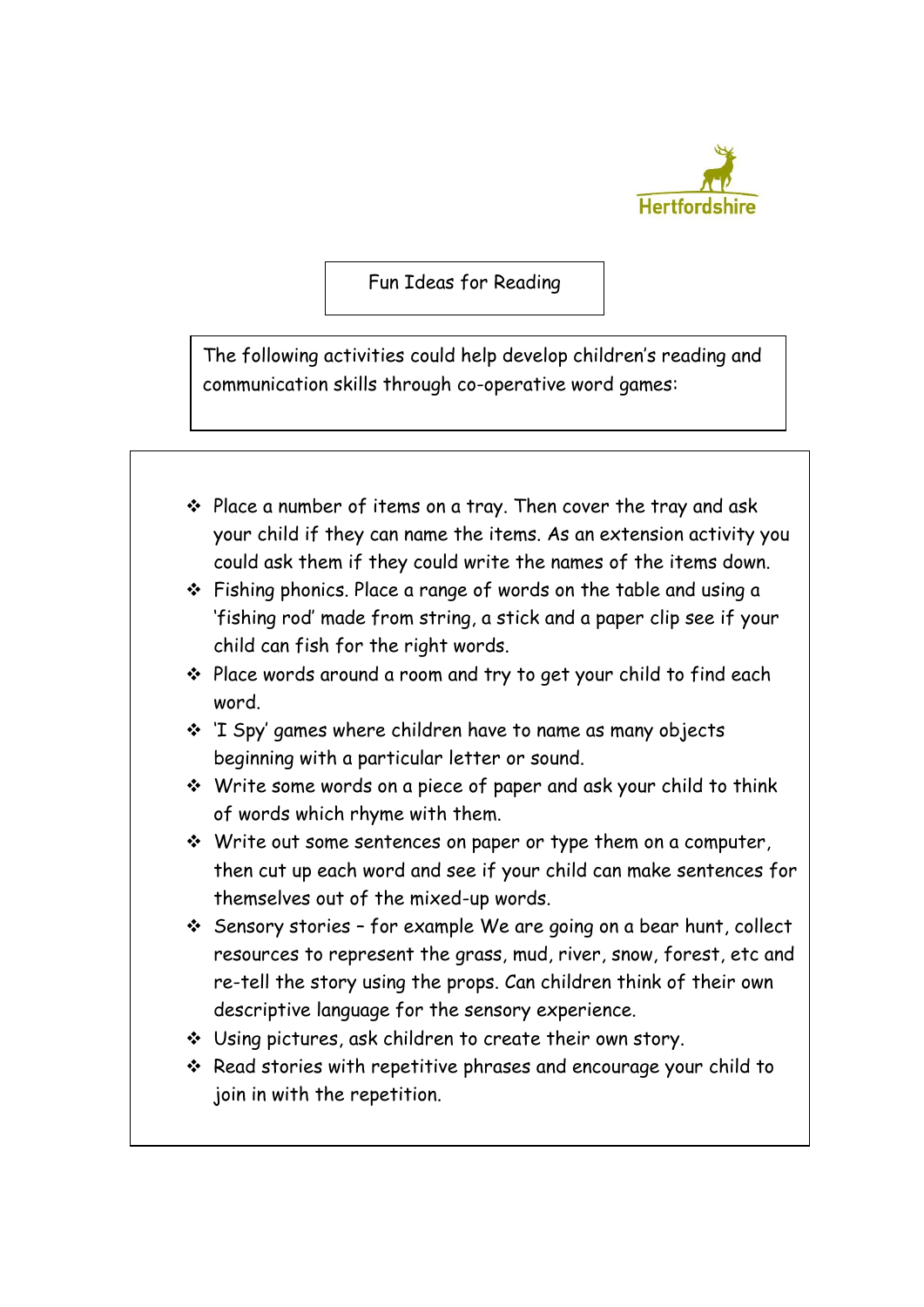Hertfordshire

# Fun Ideas for Reading

The following activities could help develop children's reading and communication skills through co-operative word games:

- Place a number of items on a tray. Then cover the tray and ask your child if they can name the items. As an extension activity you could ask them if they could write the names of the items down.
- Fishing phonics. Place a range of words on the table and using a 'fishing rod' made from string, a stick and a paper clip see if your child can fish for the right words.
- Place words around a room and try to get your child to find each word.
- 'I Spy' games where children have to name as many objects beginning with a particular letter or sound.
- Write some words on a piece of paper and ask your child to think of words which rhyme with them.
- Write out some sentences on paper or type them on a computer, then cut up each word and see if your child can make sentences for themselves out of the mixed-up words.
- Sensory stories – for example We are going on a bear hunt, collect resources to represent the grass, mud, river, snow, forest, etc and re-tell the story using the props. Can children think of their own descriptive language for the sensory experience.
- Using pictures, ask children to create their own story.
- Read stories with repetitive phrases and encourage your child to join in with the repetition.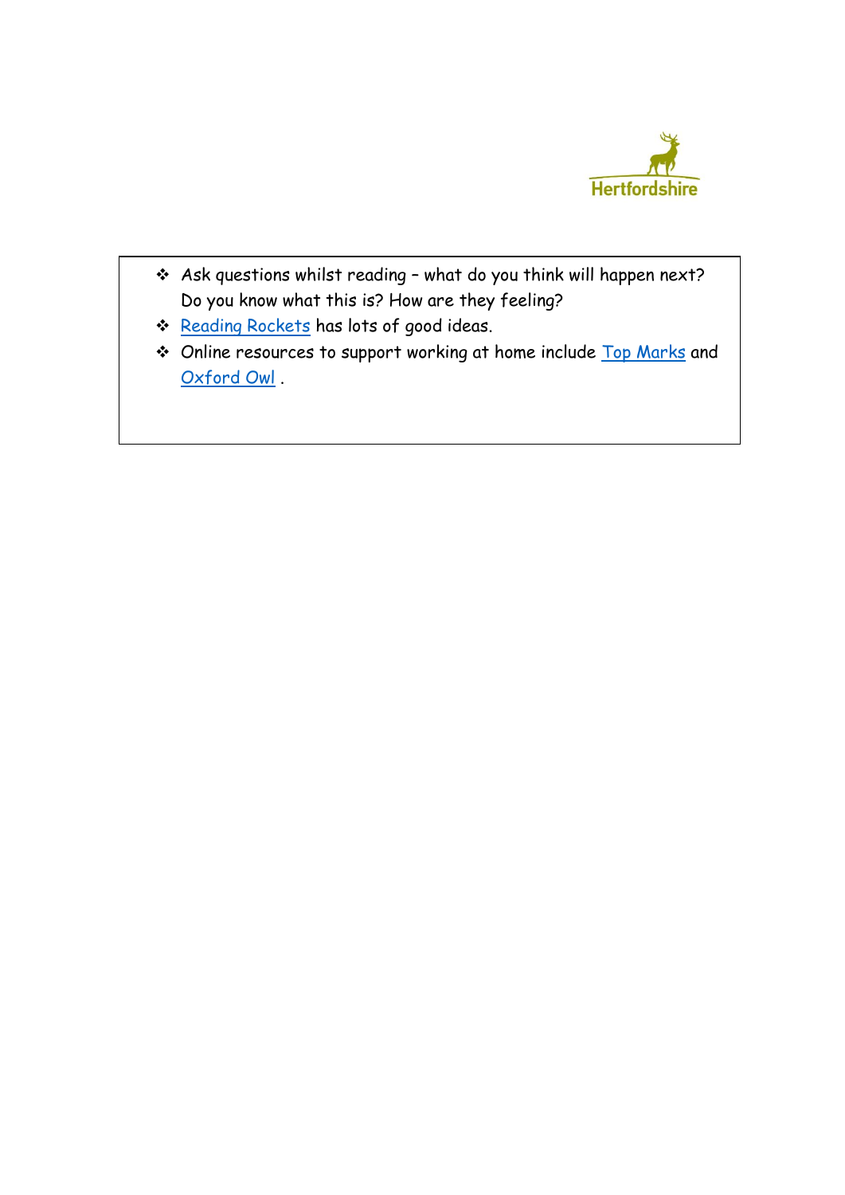- Ask questions whilst reading – what do you think will happen next? Do you know what this is? How are they feeling?
- Reading Rockets has lots of good ideas.
- Online resources to support working at home include Top Marks and Oxford Owl .